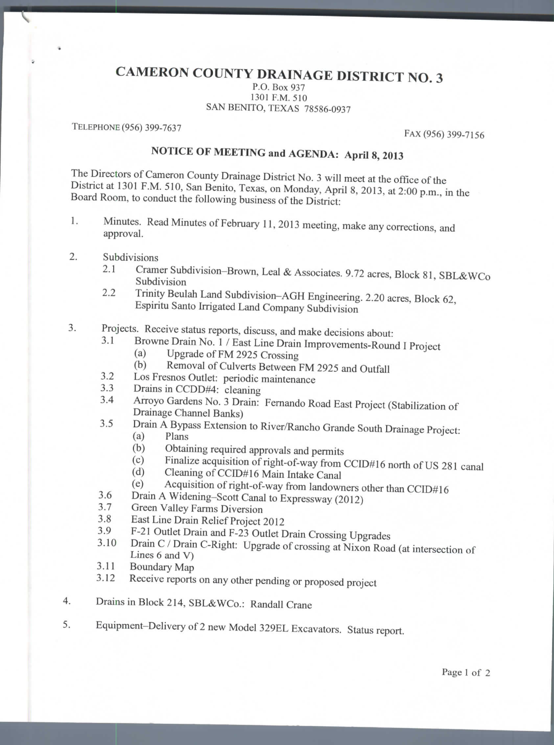# CAMERON COUNTY DRAINAGE DISTRICT NO. 3

P.O. Box 937
1301 F.M. 510
SAN BENITO, TEXAS 78586-0937

TELEPHONE (956) 399-7637

FAX (956) 399-7156

## NOTICE OF MEETING and AGENDA: April 8, 2013

The Directors of Cameron County Drainage District No. 3 will meet at the office of the District at 1301 F.M. 510, San Benito, Texas, on Monday, April 8, 2013, at 2:00 p.m., in the Board Room, to conduct the following business of the District:

1. Minutes. Read Minutes of February 11, 2013 meeting, make any corrections, and approval.

2. Subdivisions
   - 2.1 Cramer Subdivision–Brown, Leal & Associates. 9.72 acres, Block 81, SBL&WCo Subdivision
   - 2.2 Trinity Beulah Land Subdivision–AGH Engineering. 2.20 acres, Block 62, Espiritu Santo Irrigated Land Company Subdivision

3. Projects. Receive status reports, discuss, and make decisions about:
   - 3.1 Browne Drain No. 1 / East Line Drain Improvements-Round I Project
     - (a) Upgrade of FM 2925 Crossing
     - (b) Removal of Culverts Between FM 2925 and Outfall
   - 3.2 Los Fresnos Outlet: periodic maintenance
   - 3.3 Drains in CCDD#4: cleaning
   - 3.4 Arroyo Gardens No. 3 Drain: Fernando Road East Project (Stabilization of Drainage Channel Banks)
   - 3.5 Drain A Bypass Extension to River/Rancho Grande South Drainage Project:
     - (a) Plans
     - (b) Obtaining required approvals and permits
     - (c) Finalize acquisition of right-of-way from CCID#16 north of US 281 canal
     - (d) Cleaning of CCID#16 Main Intake Canal
     - (e) Acquisition of right-of-way from landowners other than CCID#16
   - 3.6 Drain A Widening–Scott Canal to Expressway (2012)
   - 3.7 Green Valley Farms Diversion
   - 3.8 East Line Drain Relief Project 2012
   - 3.9 F-21 Outlet Drain and F-23 Outlet Drain Crossing Upgrades
   - 3.10 Drain C / Drain C-Right: Upgrade of crossing at Nixon Road (at intersection of Lines 6 and V)
   - 3.11 Boundary Map
   - 3.12 Receive reports on any other pending or proposed project

4. Drains in Block 214, SBL&WCo.: Randall Crane

5. Equipment–Delivery of 2 new Model 329EL Excavators. Status report.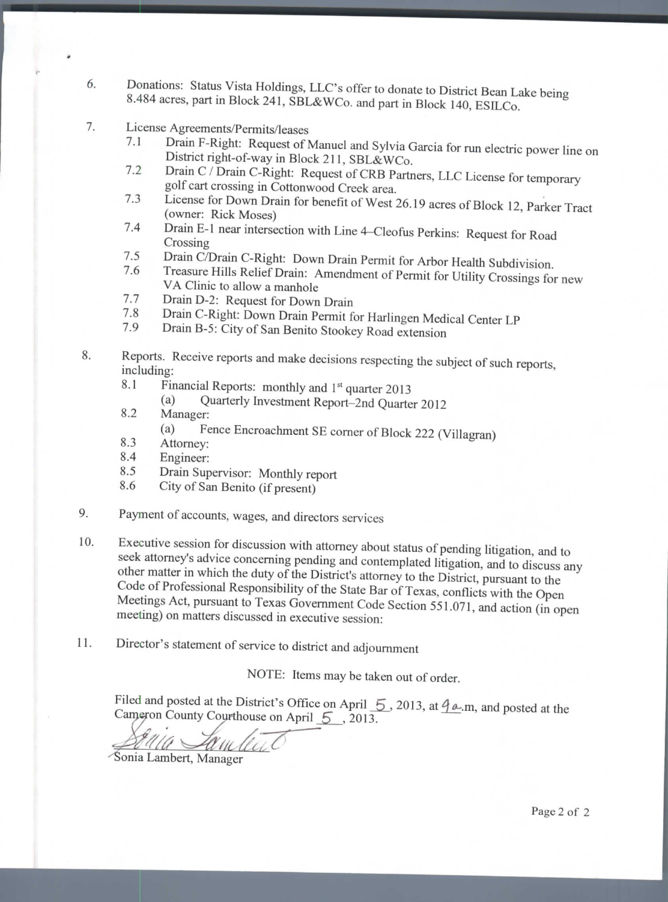6. Donations: Status Vista Holdings, LLC's offer to donate to District Bean Lake being 8.484 acres, part in Block 241, SBL&WCo. and part in Block 140, ESILCo.

7. License Agreements/Permits/leases
   - 7.1 Drain F-Right: Request of Manuel and Sylvia Garcia for run electric power line on District right-of-way in Block 211, SBL&WCo.
   - 7.2 Drain C / Drain C-Right: Request of CRB Partners, LLC License for temporary golf cart crossing in Cottonwood Creek area.
   - 7.3 License for Down Drain for benefit of West 26.19 acres of Block 12, Parker Tract (owner: Rick Moses)
   - 7.4 Drain E-1 near intersection with Line 4–Cleofus Perkins: Request for Road Crossing
   - 7.5 Drain C/Drain C-Right: Down Drain Permit for Arbor Health Subdivision.
   - 7.6 Treasure Hills Relief Drain: Amendment of Permit for Utility Crossings for new VA Clinic to allow a manhole
   - 7.7 Drain D-2: Request for Down Drain
   - 7.8 Drain C-Right: Down Drain Permit for Harlingen Medical Center LP
   - 7.9 Drain B-5: City of San Benito Stookey Road extension

8. Reports. Receive reports and make decisions respecting the subject of such reports, including:
   - 8.1 Financial Reports: monthly and 1st quarter 2013
     - (a) Quarterly Investment Report–2nd Quarter 2012
   - 8.2 Manager:
     - (a) Fence Encroachment SE corner of Block 222 (Villagran)
   - 8.3 Attorney:
   - 8.4 Engineer:
   - 8.5 Drain Supervisor: Monthly report
   - 8.6 City of San Benito (if present)

9. Payment of accounts, wages, and directors services

10. Executive session for discussion with attorney about status of pending litigation, and to seek attorney's advice concerning pending and contemplated litigation, and to discuss any other matter in which the duty of the District's attorney to the District, pursuant to the Code of Professional Responsibility of the State Bar of Texas, conflicts with the Open Meetings Act, pursuant to Texas Government Code Section 551.071, and action (in open meeting) on matters discussed in executive session:

11. Director's statement of service to district and adjournment

NOTE: Items may be taken out of order.

Filed and posted at the District's Office on April 5, 2013, at 9 a.m, and posted at the Cameron County Courthouse on April 5, 2013.

Sonia Lambert

Sonia Lambert, Manager